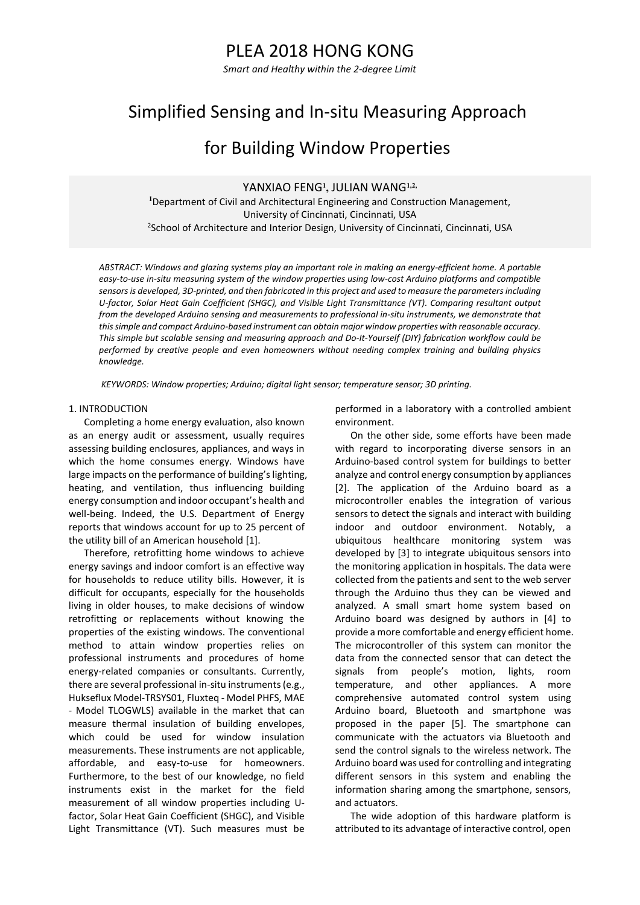# PLEA 2018 HONG KONG

*Smart and Healthy within the 2-degree Limit*

# Simplified Sensing and In-situ Measuring Approach for Building Window Properties

YANXIAO FENG[1], JULIAN WANG[1,2]

[1]Department of Civil and Architectural Engineering and Construction Management, University of Cincinnati, Cincinnati, USA

[2]School of Architecture and Interior Design, University of Cincinnati, Cincinnati, USA

*ABSTRACT: Windows and glazing systems play an important role in making an energy-efficient home. A portable easy-to-use in-situ measuring system of the window properties using low-cost Arduino platforms and compatible sensors is developed, 3D-printed, and then fabricated in this project and used to measure the parameters including U-factor, Solar Heat Gain Coefficient (SHGC), and Visible Light Transmittance (VT). Comparing resultant output from the developed Arduino sensing and measurements to professional in-situ instruments, we demonstrate that this simple and compact Arduino-based instrument can obtain major window properties with reasonable accuracy. This simple but scalable sensing and measuring approach and Do-It-Yourself (DIY) fabrication workflow could be performed by creative people and even homeowners without needing complex training and building physics knowledge.*

*KEYWORDS: Window properties; Arduino; digital light sensor; temperature sensor; 3D printing.*

## 1. INTRODUCTION

Completing a home energy evaluation, also known as an energy audit or assessment, usually requires assessing building enclosures, appliances, and ways in which the home consumes energy. Windows have large impacts on the performance of building's lighting, heating, and ventilation, thus influencing building energy consumption and indoor occupant's health and well-being. Indeed, the U.S. Department of Energy reports that windows account for up to 25 percent of the utility bill of an American household [1].

Therefore, retrofitting home windows to achieve energy savings and indoor comfort is an effective way for households to reduce utility bills. However, it is difficult for occupants, especially for the households living in older houses, to make decisions of window retrofitting or replacements without knowing the properties of the existing windows. The conventional method to attain window properties relies on professional instruments and procedures of home energy-related companies or consultants. Currently, there are several professional in-situ instruments (e.g., Hukseflux Model-TRSYS01, Fluxteq - Model PHFS, MAE - Model TLOGWLS) available in the market that can measure thermal insulation of building envelopes, which could be used for window insulation measurements. These instruments are not applicable, affordable, and easy-to-use for homeowners. Furthermore, to the best of our knowledge, no field instruments exist in the market for the field measurement of all window properties including U-factor, Solar Heat Gain Coefficient (SHGC), and Visible Light Transmittance (VT). Such measures must be performed in a laboratory with a controlled ambient environment.

On the other side, some efforts have been made with regard to incorporating diverse sensors in an Arduino-based control system for buildings to better analyze and control energy consumption by appliances [2]. The application of the Arduino board as a microcontroller enables the integration of various sensors to detect the signals and interact with building indoor and outdoor environment. Notably, a ubiquitous healthcare monitoring system was developed by [3] to integrate ubiquitous sensors into the monitoring application in hospitals. The data were collected from the patients and sent to the web server through the Arduino thus they can be viewed and analyzed. A small smart home system based on Arduino board was designed by authors in [4] to provide a more comfortable and energy efficient home. The microcontroller of this system can monitor the data from the connected sensor that can detect the signals from people's motion, lights, room temperature, and other appliances. A more comprehensive automated control system using Arduino board, Bluetooth and smartphone was proposed in the paper [5]. The smartphone can communicate with the actuators via Bluetooth and send the control signals to the wireless network. The Arduino board was used for controlling and integrating different sensors in this system and enabling the information sharing among the smartphone, sensors, and actuators.

The wide adoption of this hardware platform is attributed to its advantage of interactive control, open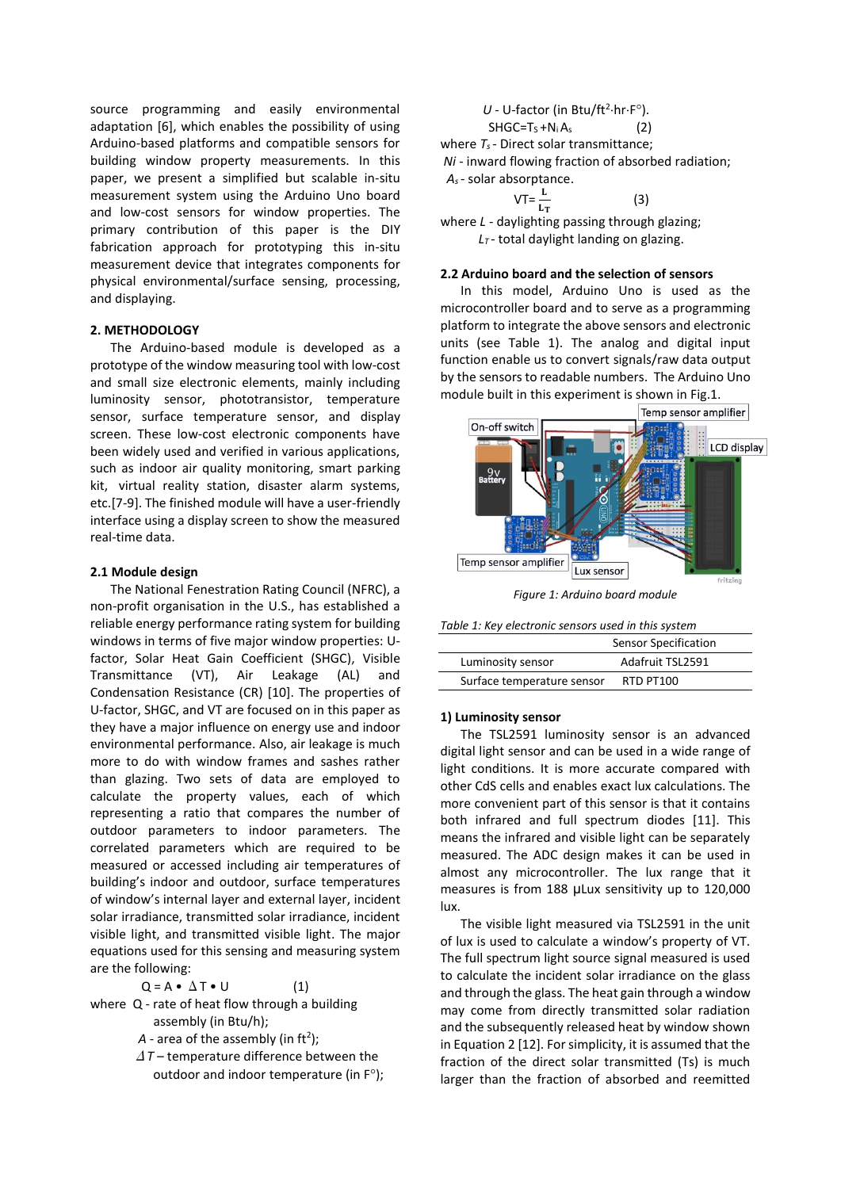source programming and easily environmental adaptation [6], which enables the possibility of using Arduino-based platforms and compatible sensors for building window property measurements. In this paper, we present a simplified but scalable in-situ measurement system using the Arduino Uno board and low-cost sensors for window properties. The primary contribution of this paper is the DIY fabrication approach for prototyping this in-situ measurement device that integrates components for physical environmental/surface sensing, processing, and displaying.

## 2. METHODOLOGY

The Arduino-based module is developed as a prototype of the window measuring tool with low-cost and small size electronic elements, mainly including luminosity sensor, phototransistor, temperature sensor, surface temperature sensor, and display screen. These low-cost electronic components have been widely used and verified in various applications, such as indoor air quality monitoring, smart parking kit, virtual reality station, disaster alarm systems, etc.[7-9]. The finished module will have a user-friendly interface using a display screen to show the measured real-time data.

### 2.1 Module design

The National Fenestration Rating Council (NFRC), a non-profit organisation in the U.S., has established a reliable energy performance rating system for building windows in terms of five major window properties: U-factor, Solar Heat Gain Coefficient (SHGC), Visible Transmittance (VT), Air Leakage (AL) and Condensation Resistance (CR) [10]. The properties of U-factor, SHGC, and VT are focused on in this paper as they have a major influence on energy use and indoor environmental performance. Also, air leakage is much more to do with window frames and sashes rather than glazing. Two sets of data are employed to calculate the property values, each of which representing a ratio that compares the number of outdoor parameters to indoor parameters. The correlated parameters which are required to be measured or accessed including air temperatures of building's indoor and outdoor, surface temperatures of window's internal layer and external layer, incident solar irradiance, transmitted solar irradiance, incident visible light, and transmitted visible light. The major equations used for this sensing and measuring system are the following:

$$Q = A \bullet \Delta T \bullet U \tag{1}$$

where Q - rate of heat flow through a building assembly (in Btu/h);

*A* - area of the assembly (in $ft^2$);

*ΔT* – temperature difference between the outdoor and indoor temperature (in F°);

*U* - U-factor (in Btu/$ft^2$·hr·F°).

$$SHGC = T_s + N_i A_s \tag{2}$$

where $T_s$ - Direct solar transmittance;

*Ni* - inward flowing fraction of absorbed radiation;

$A_s$ - solar absorptance.

$$VT = \frac{L}{L_T} \tag{3}$$

where *L* - daylighting passing through glazing;

$L_T$ - total daylight landing on glazing.

### 2.2 Arduino board and the selection of sensors

In this model, Arduino Uno is used as the microcontroller board and to serve as a programming platform to integrate the above sensors and electronic units (see Table 1). The analog and digital input function enable us to convert signals/raw data output by the sensors to readable numbers. The Arduino Uno module built in this experiment is shown in Fig.1.

*Figure 1: Arduino board module*

*Table 1: Key electronic sensors used in this system*

| | Sensor Specification |
|---|---|
| Luminosity sensor | Adafruit TSL2591 |
| Surface temperature sensor | RTD PT100 |

#### 1) Luminosity sensor

The TSL2591 luminosity sensor is an advanced digital light sensor and can be used in a wide range of light conditions. It is more accurate compared with other CdS cells and enables exact lux calculations. The more convenient part of this sensor is that it contains both infrared and full spectrum diodes [11]. This means the infrared and visible light can be separately measured. The ADC design makes it can be used in almost any microcontroller. The lux range that it measures is from 188 µLux sensitivity up to 120,000 lux.

The visible light measured via TSL2591 in the unit of lux is used to calculate a window's property of VT. The full spectrum light source signal measured is used to calculate the incident solar irradiance on the glass and through the glass. The heat gain through a window may come from directly transmitted solar radiation and the subsequently released heat by window shown in Equation 2 [12]. For simplicity, it is assumed that the fraction of the direct solar transmitted (Ts) is much larger than the fraction of absorbed and reemitted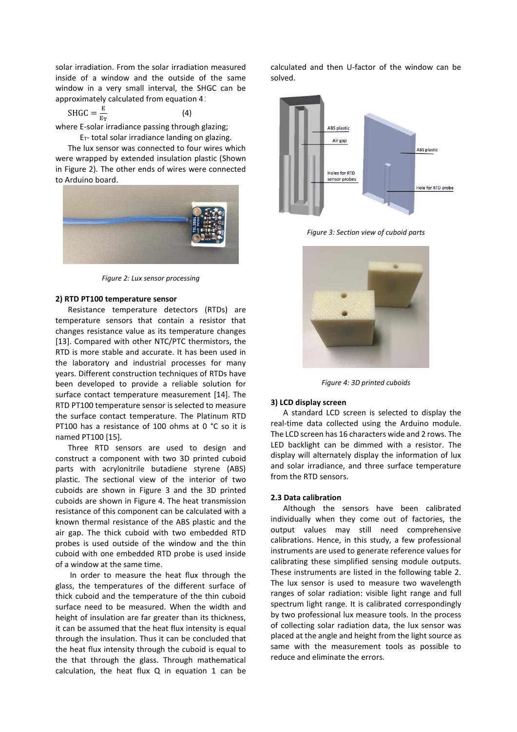solar irradiation. From the solar irradiation measured inside of a window and the outside of the same window in a very small interval, the SHGC can be approximately calculated from equation 4：

$$\mathrm{SHGC} = \frac{\mathrm{E}}{\mathrm{E_T}} \quad (4)$$

where E-solar irradiance passing through glazing;

$E_T$- total solar irradiance landing on glazing.

The lux sensor was connected to four wires which were wrapped by extended insulation plastic (Shown in Figure 2). The other ends of wires were connected to Arduino board.

*Figure 2: Lux sensor processing*

#### 2) RTD PT100 temperature sensor

Resistance temperature detectors (RTDs) are temperature sensors that contain a resistor that changes resistance value as its temperature changes [13]. Compared with other NTC/PTC thermistors, the RTD is more stable and accurate. It has been used in the laboratory and industrial processes for many years. Different construction techniques of RTDs have been developed to provide a reliable solution for surface contact temperature measurement [14]. The RTD PT100 temperature sensor is selected to measure the surface contact temperature. The Platinum RTD PT100 has a resistance of 100 ohms at 0 °C so it is named PT100 [15].

Three RTD sensors are used to design and construct a component with two 3D printed cuboid parts with acrylonitrile butadiene styrene (ABS) plastic. The sectional view of the interior of two cuboids are shown in Figure 3 and the 3D printed cuboids are shown in Figure 4. The heat transmission resistance of this component can be calculated with a known thermal resistance of the ABS plastic and the air gap. The thick cuboid with two embedded RTD probes is used outside of the window and the thin cuboid with one embedded RTD probe is used inside of a window at the same time.

In order to measure the heat flux through the glass, the temperatures of the different surface of thick cuboid and the temperature of the thin cuboid surface need to be measured. When the width and height of insulation are far greater than its thickness, it can be assumed that the heat flux intensity is equal through the insulation. Thus it can be concluded that the heat flux intensity through the cuboid is equal to the that through the glass. Through mathematical calculation, the heat flux Q in equation 1 can be calculated and then U-factor of the window can be solved.

*Figure 3: Section view of cuboid parts*

*Figure 4: 3D printed cuboids*

#### 3) LCD display screen

A standard LCD screen is selected to display the real-time data collected using the Arduino module. The LCD screen has 16 characters wide and 2 rows. The LED backlight can be dimmed with a resistor. The display will alternately display the information of lux and solar irradiance, and three surface temperature from the RTD sensors.

### 2.3 Data calibration

Although the sensors have been calibrated individually when they come out of factories, the output values may still need comprehensive calibrations. Hence, in this study, a few professional instruments are used to generate reference values for calibrating these simplified sensing module outputs. These instruments are listed in the following table 2. The lux sensor is used to measure two wavelength ranges of solar radiation: visible light range and full spectrum light range. It is calibrated correspondingly by two professional lux measure tools. In the process of collecting solar radiation data, the lux sensor was placed at the angle and height from the light source as same with the measurement tools as possible to reduce and eliminate the errors.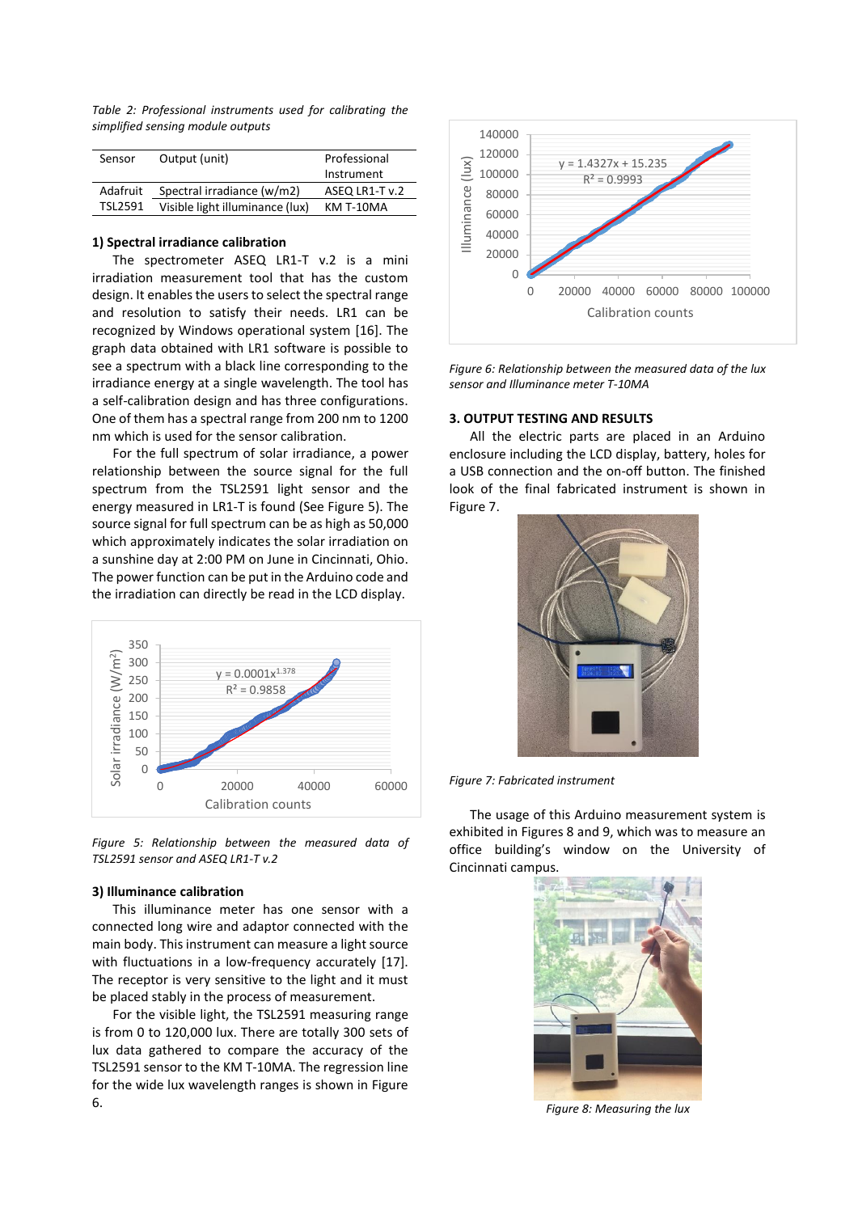*Table 2: Professional instruments used for calibrating the simplified sensing module outputs*

| Sensor | Output (unit) | Professional Instrument |
|---|---|---|
| Adafruit | Spectral irradiance (w/m2) | ASEQ LR1-T v.2 |
| TSL2591 | Visible light illuminance (lux) | KM T-10MA |

**1) Spectral irradiance calibration**

The spectrometer ASEQ LR1-T v.2 is a mini irradiation measurement tool that has the custom design. It enables the users to select the spectral range and resolution to satisfy their needs. LR1 can be recognized by Windows operational system [16]. The graph data obtained with LR1 software is possible to see a spectrum with a black line corresponding to the irradiance energy at a single wavelength. The tool has a self-calibration design and has three configurations. One of them has a spectral range from 200 nm to 1200 nm which is used for the sensor calibration.

For the full spectrum of solar irradiance, a power relationship between the source signal for the full spectrum from the TSL2591 light sensor and the energy measured in LR1-T is found (See Figure 5). The source signal for full spectrum can be as high as 50,000 which approximately indicates the solar irradiation on a sunshine day at 2:00 PM on June in Cincinnati, Ohio. The power function can be put in the Arduino code and the irradiation can directly be read in the LCD display.

*Figure 5: Relationship between the measured data of TSL2591 sensor and ASEQ LR1-T v.2*

**3) Illuminance calibration**

This illuminance meter has one sensor with a connected long wire and adaptor connected with the main body. This instrument can measure a light source with fluctuations in a low-frequency accurately [17]. The receptor is very sensitive to the light and it must be placed stably in the process of measurement.

For the visible light, the TSL2591 measuring range is from 0 to 120,000 lux. There are totally 300 sets of lux data gathered to compare the accuracy of the TSL2591 sensor to the KM T-10MA. The regression line for the wide lux wavelength ranges is shown in Figure 6.

*Figure 6: Relationship between the measured data of the lux sensor and Illuminance meter T-10MA*

**3. OUTPUT TESTING AND RESULTS**

All the electric parts are placed in an Arduino enclosure including the LCD display, battery, holes for a USB connection and the on-off button. The finished look of the final fabricated instrument is shown in Figure 7.

*Figure 7: Fabricated instrument*

The usage of this Arduino measurement system is exhibited in Figures 8 and 9, which was to measure an office building's window on the University of Cincinnati campus.

*Figure 8: Measuring the lux*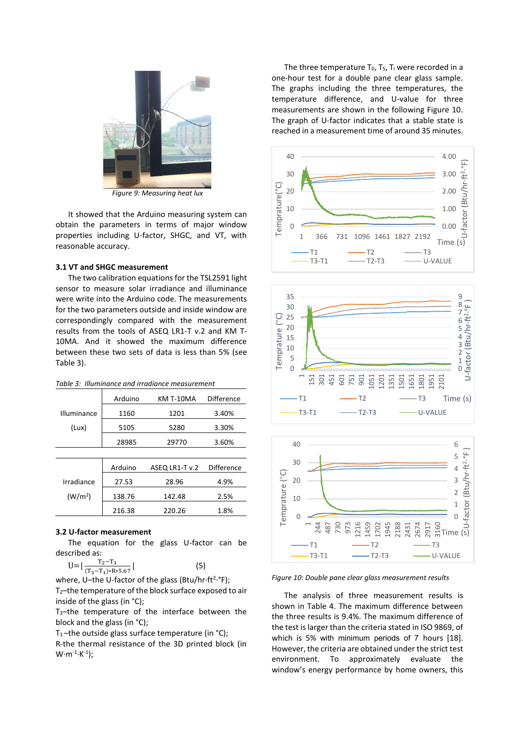*Figure 9: Measuring heat lux*

It showed that the Arduino measuring system can obtain the parameters in terms of major window properties including U-factor, SHGC, and VT, with reasonable accuracy.

### 3.1 VT and SHGC measurement

The two calibration equations for the TSL2591 light sensor to measure solar irradiance and illuminance were write into the Arduino code. The measurements for the two parameters outside and inside window are correspondingly compared with the measurement results from the tools of ASEQ LR1-T v.2 and KM T-10MA. And it showed the maximum difference between these two sets of data is less than 5% (see Table 3).

*Table 3: Illuminance and irradiance measurement*

| | Arduino | KM T-10MA | Difference |
|---|---|---|---|
| Illuminance (Lux) | 1160 | 1201 | 3.40% |
| | 5105 | 5280 | 3.30% |
| | 28985 | 29770 | 3.60% |

| | Arduino | ASEQ LR1-T v.2 | Difference |
|---|---|---|---|
| Irradiance ($W/m^2$) | 27.53 | 28.96 | 4.9% |
| | 138.76 | 142.48 | 2.5% |
| | 216.38 | 220.26 | 1.8% |

### 3.2 U-factor measurement

The equation for the glass U-factor can be described as:

$$U = \left| \frac{T_2 - T_3}{(T_3 - T_1) * R * 5.67} \right| \quad (5)$$

where, U–the U-factor of the glass (Btu/hr·ft²·°F);

$T_2$–the temperature of the block surface exposed to air inside of the glass (in °C);

$T_3$–the temperature of the interface between the block and the glass (in °C);

$T_1$–the outside glass surface temperature (in °C);

R-the thermal resistance of the 3D printed block (in $W \cdot m^{-1} \cdot K^{-1}$);

The three temperature $T_0$, $T_s$, $T_i$ were recorded in a one-hour test for a double pane clear glass sample. The graphs including the three temperatures, the temperature difference, and U-value for three measurements are shown in the following Figure 10. The graph of U-factor indicates that a stable state is reached in a measurement time of around 35 minutes.

*Figure 10: Double pane clear glass measurement results*

The analysis of three measurement results is shown in Table 4. The maximum difference between the three results is 9.4%. The maximum difference of the test is larger than the criteria stated in ISO 9869, of which is 5% with minimum periods of 7 hours [18]. However, the criteria are obtained under the strict test environment. To approximately evaluate the window's energy performance by home owners, this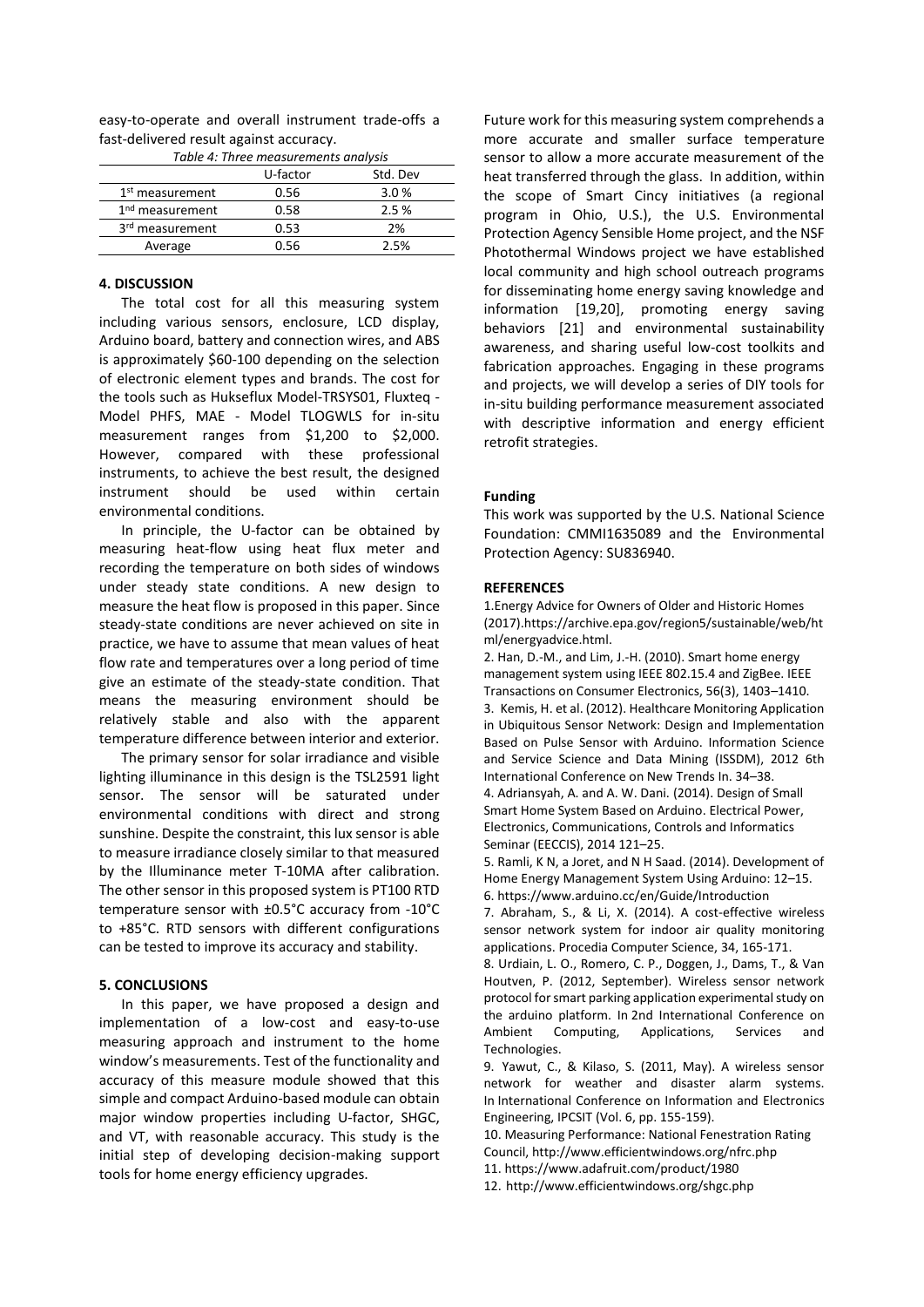easy-to-operate and overall instrument trade-offs a fast-delivered result against accuracy.

*Table 4: Three measurements analysis*

| | U-factor | Std. Dev |
|---|---|---|
| 1st measurement | 0.56 | 3.0 % |
| 1nd measurement | 0.58 | 2.5 % |
| 3rd measurement | 0.53 | 2% |
| Average | 0.56 | 2.5% |

## 4. DISCUSSION

The total cost for all this measuring system including various sensors, enclosure, LCD display, Arduino board, battery and connection wires, and ABS is approximately $60-100 depending on the selection of electronic element types and brands. The cost for the tools such as Hukseflux Model-TRSYS01, Fluxteq - Model PHFS, MAE - Model TLOGWLS for in-situ measurement ranges from $1,200 to $2,000. However, compared with these professional instruments, to achieve the best result, the designed instrument should be used within certain environmental conditions.

In principle, the U-factor can be obtained by measuring heat-flow using heat flux meter and recording the temperature on both sides of windows under steady state conditions. A new design to measure the heat flow is proposed in this paper. Since steady-state conditions are never achieved on site in practice, we have to assume that mean values of heat flow rate and temperatures over a long period of time give an estimate of the steady-state condition. That means the measuring environment should be relatively stable and also with the apparent temperature difference between interior and exterior.

The primary sensor for solar irradiance and visible lighting illuminance in this design is the TSL2591 light sensor. The sensor will be saturated under environmental conditions with direct and strong sunshine. Despite the constraint, this lux sensor is able to measure irradiance closely similar to that measured by the Illuminance meter T-10MA after calibration. The other sensor in this proposed system is PT100 RTD temperature sensor with ±0.5°C accuracy from -10°C to +85°C. RTD sensors with different configurations can be tested to improve its accuracy and stability.

## 5. CONCLUSIONS

In this paper, we have proposed a design and implementation of a low-cost and easy-to-use measuring approach and instrument to the home window's measurements. Test of the functionality and accuracy of this measure module showed that this simple and compact Arduino-based module can obtain major window properties including U-factor, SHGC, and VT, with reasonable accuracy. This study is the initial step of developing decision-making support tools for home energy efficiency upgrades.

Future work for this measuring system comprehends a more accurate and smaller surface temperature sensor to allow a more accurate measurement of the heat transferred through the glass. In addition, within the scope of Smart Cincy initiatives (a regional program in Ohio, U.S.), the U.S. Environmental Protection Agency Sensible Home project, and the NSF Photothermal Windows project we have established local community and high school outreach programs for disseminating home energy saving knowledge and information [19,20], promoting energy saving behaviors [21] and environmental sustainability awareness, and sharing useful low-cost toolkits and fabrication approaches. Engaging in these programs and projects, we will develop a series of DIY tools for in-situ building performance measurement associated with descriptive information and energy efficient retrofit strategies.

### Funding

This work was supported by the U.S. National Science Foundation: CMMI1635089 and the Environmental Protection Agency: SU836940.

### REFERENCES

1.Energy Advice for Owners of Older and Historic Homes (2017).https://archive.epa.gov/region5/sustainable/web/html/energyadvice.html.

2. Han, D.-M., and Lim, J.-H. (2010). Smart home energy management system using IEEE 802.15.4 and ZigBee. IEEE Transactions on Consumer Electronics, 56(3), 1403–1410.

3. Kemis, H. et al. (2012). Healthcare Monitoring Application in Ubiquitous Sensor Network: Design and Implementation Based on Pulse Sensor with Arduino. Information Science and Service Science and Data Mining (ISSDM), 2012 6th International Conference on New Trends In. 34–38.

4. Adriansyah, A. and A. W. Dani. (2014). Design of Small Smart Home System Based on Arduino. Electrical Power, Electronics, Communications, Controls and Informatics Seminar (EECCIS), 2014 121–25.

5. Ramli, K N, a Joret, and N H Saad. (2014). Development of Home Energy Management System Using Arduino: 12–15.

6. https://www.arduino.cc/en/Guide/Introduction

7. Abraham, S., & Li, X. (2014). A cost-effective wireless sensor network system for indoor air quality monitoring applications. Procedia Computer Science, 34, 165-171.

8. Urdiain, L. O., Romero, C. P., Doggen, J., Dams, T., & Van Houtven, P. (2012, September). Wireless sensor network protocol for smart parking application experimental study on the arduino platform. In 2nd International Conference on Ambient Computing, Applications, Services and Technologies.

9. Yawut, C., & Kilaso, S. (2011, May). A wireless sensor network for weather and disaster alarm systems. In International Conference on Information and Electronics Engineering, IPCSIT (Vol. 6, pp. 155-159).

10. Measuring Performance: National Fenestration Rating Council, http://www.efficientwindows.org/nfrc.php

11. https://www.adafruit.com/product/1980

12. http://www.efficientwindows.org/shgc.php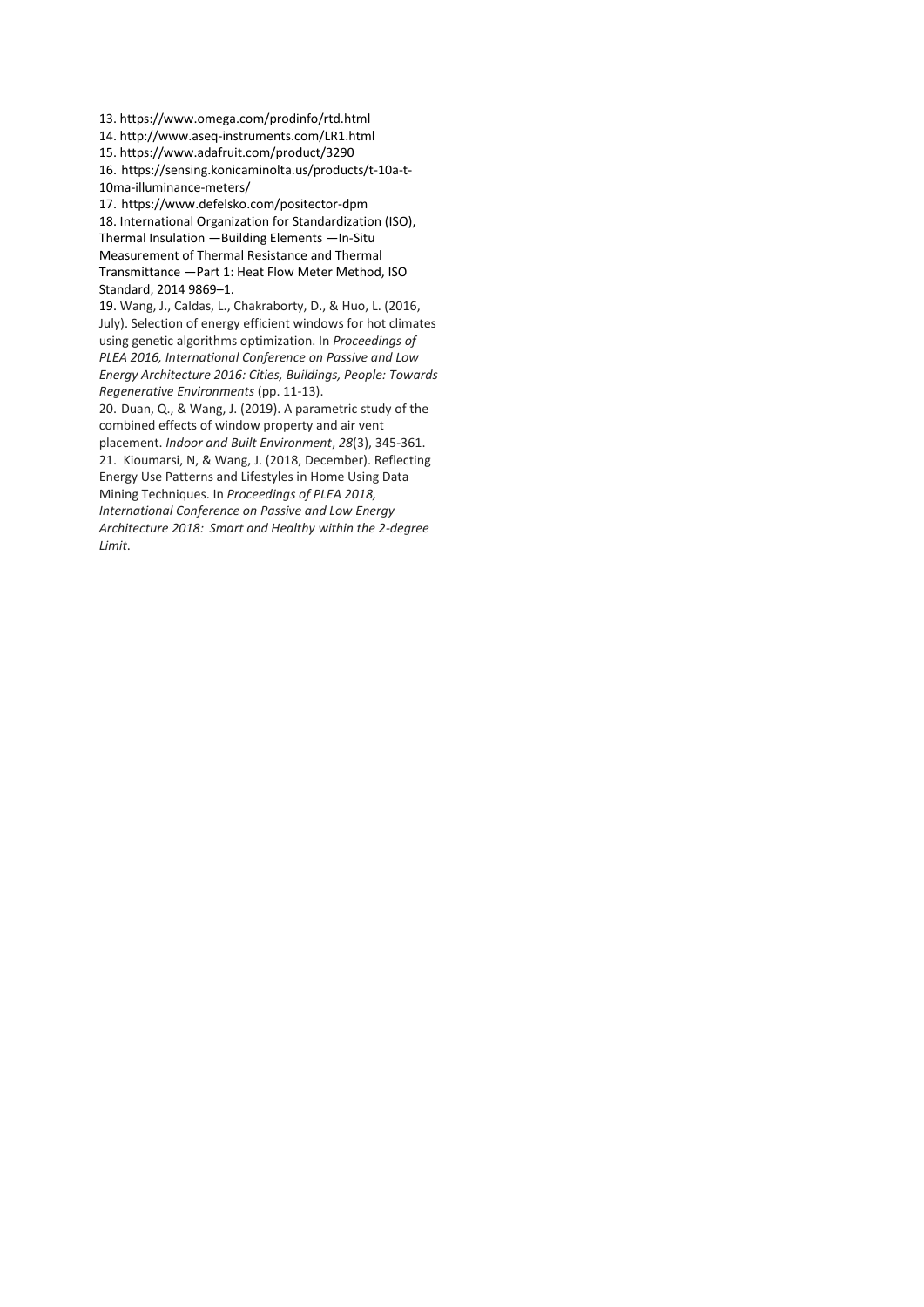13. https://www.omega.com/prodinfo/rtd.html
14. http://www.aseq-instruments.com/LR1.html
15. https://www.adafruit.com/product/3290
16. https://sensing.konicaminolta.us/products/t-10a-t-10ma-illuminance-meters/
17. https://www.defelsko.com/positector-dpm
18. International Organization for Standardization (ISO), Thermal Insulation —Building Elements —In-Situ Measurement of Thermal Resistance and Thermal Transmittance —Part 1: Heat Flow Meter Method, ISO Standard, 2014 9869–1.
19. Wang, J., Caldas, L., Chakraborty, D., & Huo, L. (2016, July). Selection of energy efficient windows for hot climates using genetic algorithms optimization. In *Proceedings of PLEA 2016, International Conference on Passive and Low Energy Architecture 2016: Cities, Buildings, People: Towards Regenerative Environments* (pp. 11-13).
20. Duan, Q., & Wang, J. (2019). A parametric study of the combined effects of window property and air vent placement. *Indoor and Built Environment*, *28*(3), 345-361.
21. Kioumarsi, N, & Wang, J. (2018, December). Reflecting Energy Use Patterns and Lifestyles in Home Using Data Mining Techniques. In *Proceedings of PLEA 2018, International Conference on Passive and Low Energy Architecture 2018: Smart and Healthy within the 2-degree Limit*.